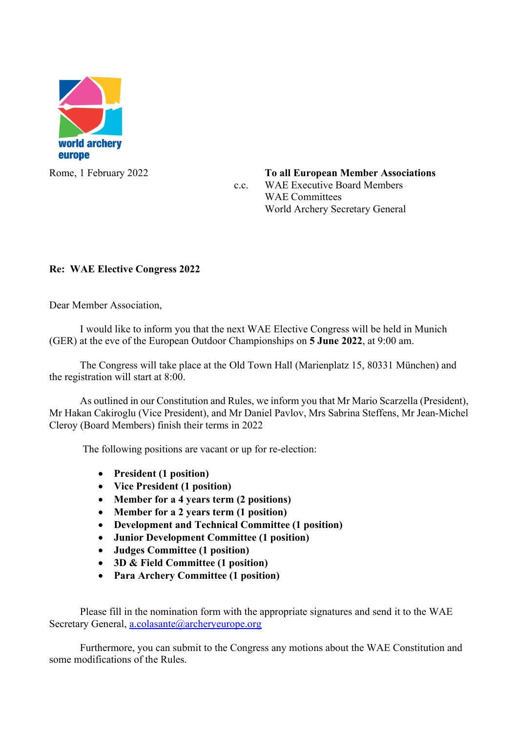world archery europe

Rome, 1 February 2022

**To all European Member Associations**

c.c. WAE Executive Board Members
WAE Committees
World Archery Secretary General

**Re: WAE Elective Congress 2022**

Dear Member Association,

I would like to inform you that the next WAE Elective Congress will be held in Munich (GER) at the eve of the European Outdoor Championships on **5 June 2022**, at 9:00 am.

The Congress will take place at the Old Town Hall (Marienplatz 15, 80331 München) and the registration will start at 8:00.

As outlined in our Constitution and Rules, we inform you that Mr Mario Scarzella (President), Mr Hakan Cakiroglu (Vice President), and Mr Daniel Pavlov, Mrs Sabrina Steffens, Mr Jean-Michel Cleroy (Board Members) finish their terms in 2022

The following positions are vacant or up for re-election:

- **President (1 position)**
- **Vice President (1 position)**
- **Member for a 4 years term (2 positions)**
- **Member for a 2 years term (1 position)**
- **Development and Technical Committee (1 position)**
- **Junior Development Committee (1 position)**
- **Judges Committee (1 position)**
- **3D & Field Committee (1 position)**
- **Para Archery Committee (1 position)**

Please fill in the nomination form with the appropriate signatures and send it to the WAE Secretary General, a.colasante@archeryeurope.org

Furthermore, you can submit to the Congress any motions about the WAE Constitution and some modifications of the Rules.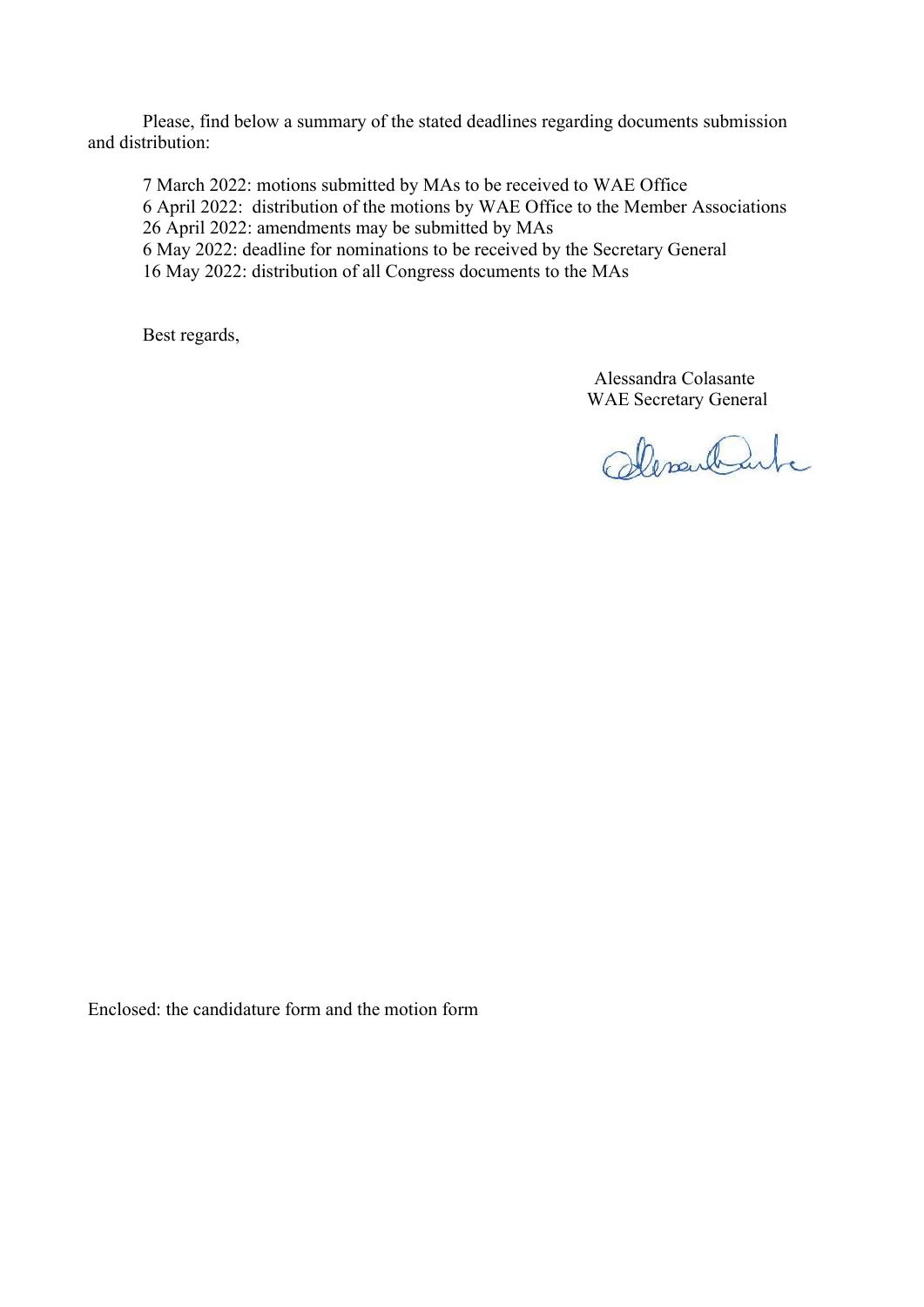Please, find below a summary of the stated deadlines regarding documents submission and distribution:

7 March 2022: motions submitted by MAs to be received to WAE Office
6 April 2022: distribution of the motions by WAE Office to the Member Associations
26 April 2022: amendments may be submitted by MAs
6 May 2022: deadline for nominations to be received by the Secretary General
16 May 2022: distribution of all Congress documents to the MAs

Best regards,

Alessandra Colasante
WAE Secretary General

Enclosed: the candidature form and the motion form